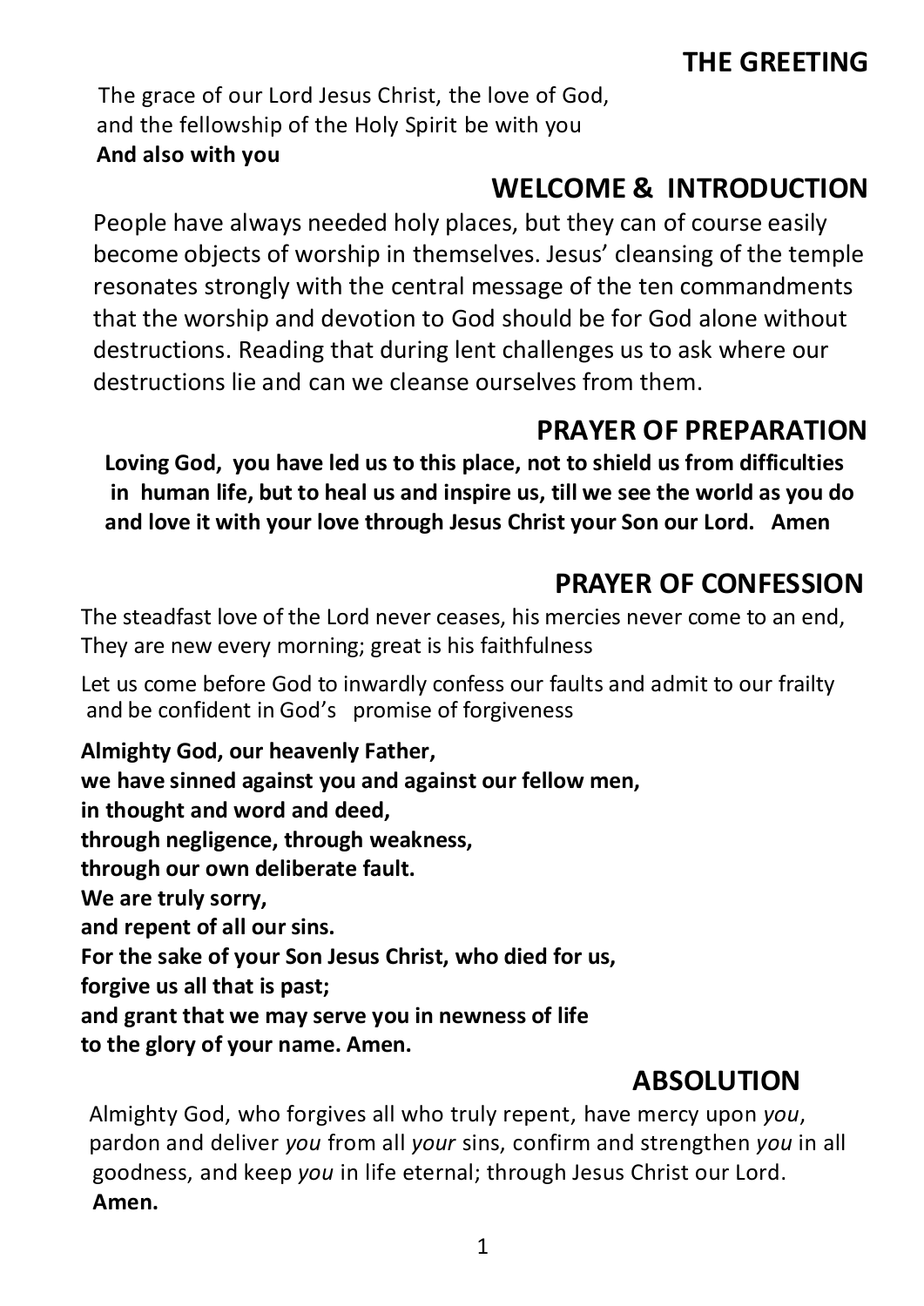## THE GREETING

The grace of our Lord Jesus Christ, the love of God, and the fellowship of the Holy Spirit be with you
**And also with you**

## WELCOME & INTRODUCTION

People have always needed holy places, but they can of course easily become objects of worship in themselves. Jesus' cleansing of the temple resonates strongly with the central message of the ten commandments that the worship and devotion to God should be for God alone without destructions. Reading that during lent challenges us to ask where our destructions lie and can we cleanse ourselves from them.

## PRAYER OF PREPARATION

**Loving God, you have led us to this place, not to shield us from difficulties in human life, but to heal us and inspire us, till we see the world as you do and love it with your love through Jesus Christ your Son our Lord. Amen**

## PRAYER OF CONFESSION

The steadfast love of the Lord never ceases, his mercies never come to an end, They are new every morning; great is his faithfulness

Let us come before God to inwardly confess our faults and admit to our frailty and be confident in God's promise of forgiveness

**Almighty God, our heavenly Father,**
**we have sinned against you and against our fellow men,**
**in thought and word and deed,**
**through negligence, through weakness,**
**through our own deliberate fault.**
**We are truly sorry,**
**and repent of all our sins.**
**For the sake of your Son Jesus Christ, who died for us,**
**forgive us all that is past;**
**and grant that we may serve you in newness of life**
**to the glory of your name. Amen.**

## ABSOLUTION

Almighty God, who forgives all who truly repent, have mercy upon *you*, pardon and deliver *you* from all *your* sins, confirm and strengthen *you* in all goodness, and keep *you* in life eternal; through Jesus Christ our Lord.
**Amen.**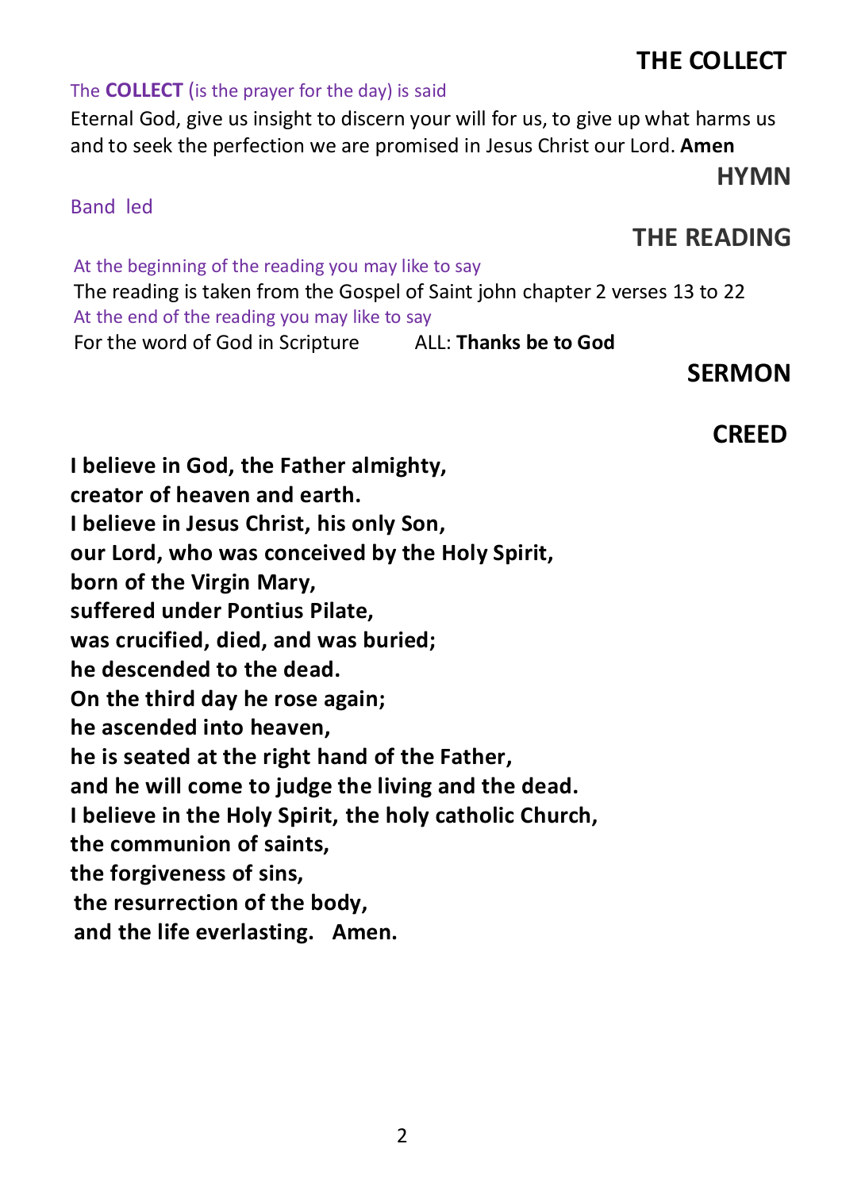## THE COLLECT

*The **COLLECT** (is the prayer for the day) is said*

Eternal God, give us insight to discern your will for us, to give up what harms us and to seek the perfection we are promised in Jesus Christ our Lord. **Amen**

## HYMN

*Band led*

## THE READING

*At the beginning of the reading you may like to say*

The reading is taken from the Gospel of Saint john chapter 2 verses 13 to 22

*At the end of the reading you may like to say*

For the word of God in Scripture ALL: **Thanks be to God**

## SERMON

## CREED

**I believe in God, the Father almighty,**
**creator of heaven and earth.**
**I believe in Jesus Christ, his only Son,**
**our Lord, who was conceived by the Holy Spirit,**
**born of the Virgin Mary,**
**suffered under Pontius Pilate,**
**was crucified, died, and was buried;**
**he descended to the dead.**
**On the third day he rose again;**
**he ascended into heaven,**
**he is seated at the right hand of the Father,**
**and he will come to judge the living and the dead.**
**I believe in the Holy Spirit, the holy catholic Church,**
**the communion of saints,**
**the forgiveness of sins,**
**the resurrection of the body,**
**and the life everlasting. Amen.**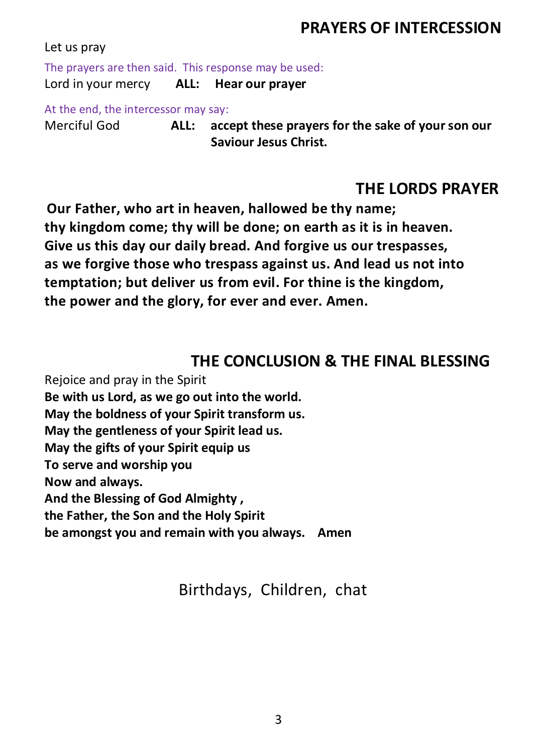## PRAYERS OF INTERCESSION

Let us pray

*The prayers are then said. This response may be used:*

Lord in your mercy **ALL: Hear our prayer**

*At the end, the intercessor may say:*

Merciful God **ALL: accept these prayers for the sake of your son our Saviour Jesus Christ.**

## THE LORDS PRAYER

**Our Father, who art in heaven, hallowed be thy name; thy kingdom come; thy will be done; on earth as it is in heaven. Give us this day our daily bread. And forgive us our trespasses, as we forgive those who trespass against us. And lead us not into temptation; but deliver us from evil. For thine is the kingdom, the power and the glory, for ever and ever. Amen.**

## THE CONCLUSION & THE FINAL BLESSING

Rejoice and pray in the Spirit

**Be with us Lord, as we go out into the world.**
**May the boldness of your Spirit transform us.**
**May the gentleness of your Spirit lead us.**
**May the gifts of your Spirit equip us**
**To serve and worship you**
**Now and always.**
**And the Blessing of God Almighty ,**
**the Father, the Son and the Holy Spirit**
**be amongst you and remain with you always. Amen**

Birthdays, Children, chat